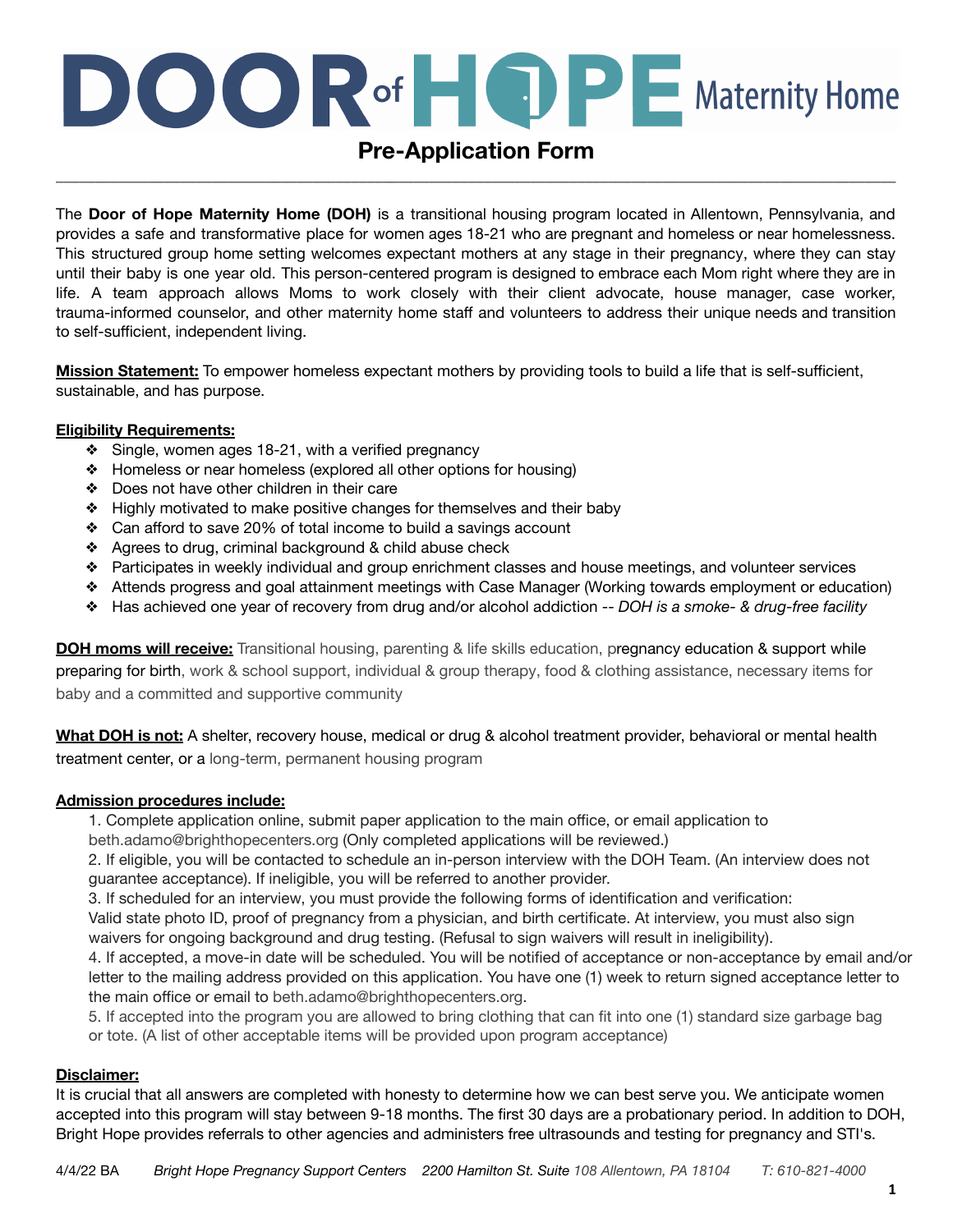# DOOR of HOPE Maternity Home

## Pre-Application Form

The **Door of Hope Maternity Home (DOH)** is a transitional housing program located in Allentown, Pennsylvania, and provides a safe and transformative place for women ages 18-21 who are pregnant and homeless or near homelessness. This structured group home setting welcomes expectant mothers at any stage in their pregnancy, where they can stay until their baby is one year old. This person-centered program is designed to embrace each Mom right where they are in life. A team approach allows Moms to work closely with their client advocate, house manager, case worker, trauma-informed counselor, and other maternity home staff and volunteers to address their unique needs and transition to self-sufficient, independent living.

**Mission Statement:** To empower homeless expectant mothers by providing tools to build a life that is self-sufficient, sustainable, and has purpose.

**Eligibility Requirements:**

- Single, women ages 18-21, with a verified pregnancy
- Homeless or near homeless (explored all other options for housing)
- Does not have other children in their care
- Highly motivated to make positive changes for themselves and their baby
- Can afford to save 20% of total income to build a savings account
- Agrees to drug, criminal background & child abuse check
- Participates in weekly individual and group enrichment classes and house meetings, and volunteer services
- Attends progress and goal attainment meetings with Case Manager (Working towards employment or education)
- Has achieved one year of recovery from drug and/or alcohol addiction -- *DOH is a smoke- & drug-free facility*

**DOH moms will receive:** Transitional housing, parenting & life skills education, pregnancy education & support while preparing for birth, work & school support, individual & group therapy, food & clothing assistance, necessary items for baby and a committed and supportive community

**What DOH is not:** A shelter, recovery house, medical or drug & alcohol treatment provider, behavioral or mental health treatment center, or a long-term, permanent housing program

**Admission procedures include:**

1. Complete application online, submit paper application to the main office, or email application to beth.adamo@brighthopecenters.org (Only completed applications will be reviewed.)
2. If eligible, you will be contacted to schedule an in-person interview with the DOH Team. (An interview does not guarantee acceptance). If ineligible, you will be referred to another provider.
3. If scheduled for an interview, you must provide the following forms of identification and verification: Valid state photo ID, proof of pregnancy from a physician, and birth certificate. At interview, you must also sign waivers for ongoing background and drug testing. (Refusal to sign waivers will result in ineligibility).
4. If accepted, a move-in date will be scheduled. You will be notified of acceptance or non-acceptance by email and/or letter to the mailing address provided on this application. You have one (1) week to return signed acceptance letter to the main office or email to beth.adamo@brighthopecenters.org.
5. If accepted into the program you are allowed to bring clothing that can fit into one (1) standard size garbage bag or tote. (A list of other acceptable items will be provided upon program acceptance)

**Disclaimer:**

It is crucial that all answers are completed with honesty to determine how we can best serve you. We anticipate women accepted into this program will stay between 9-18 months. The first 30 days are a probationary period. In addition to DOH, Bright Hope provides referrals to other agencies and administers free ultrasounds and testing for pregnancy and STI's.

4/4/22 BA *Bright Hope Pregnancy Support Centers 2200 Hamilton St. Suite 108 Allentown, PA 18104 T: 610-821-4000*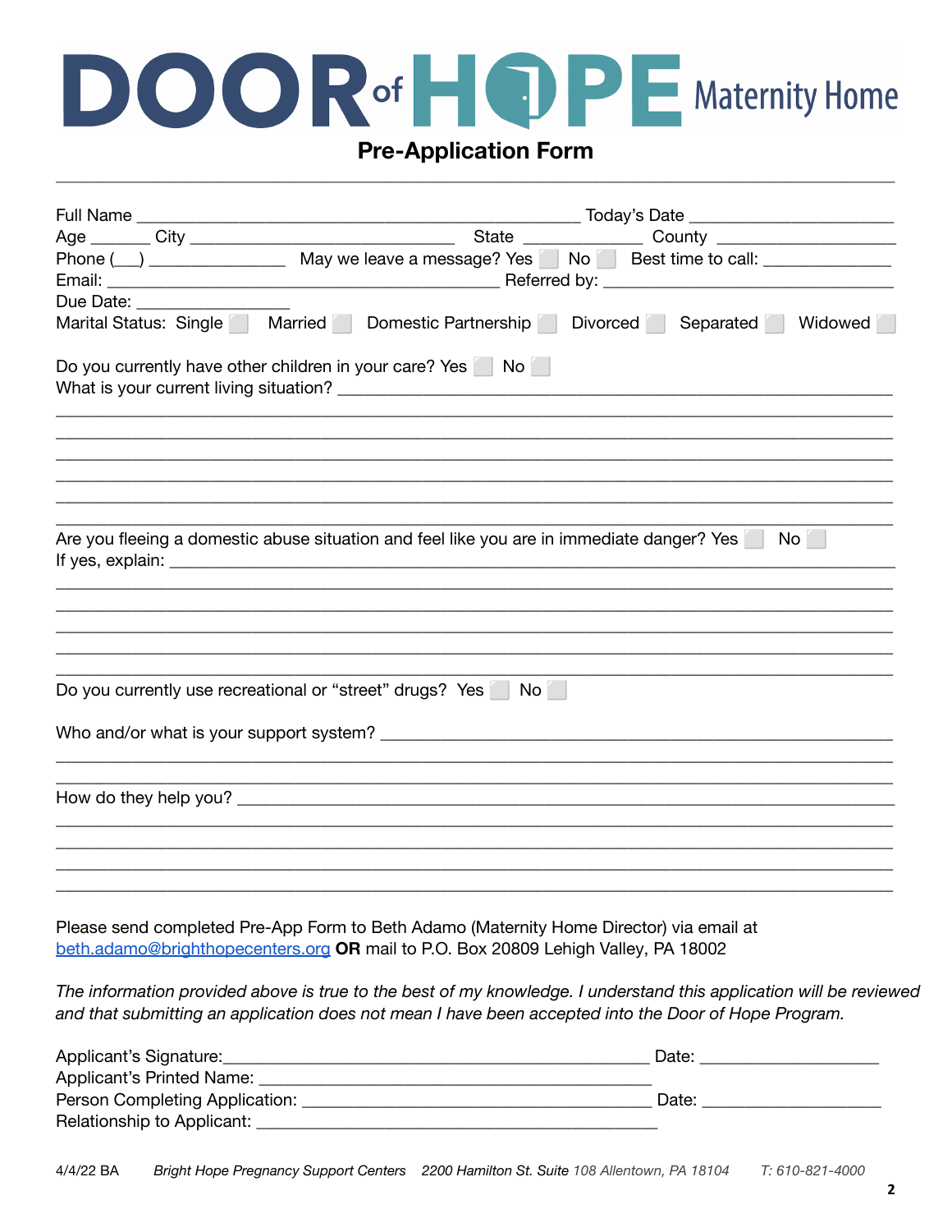# DOOR of HOPE Maternity Home

## Pre-Application Form

Full Name ______________________________________________ Today's Date ____________________
Age ______ City ___________________________ State ____________ County __________________
Phone (___) ______________ May we leave a message? Yes ☐ No ☐ Best time to call: ____________
Email: ______________________________________________ Referred by: ______________________________
Due Date: ________________
Marital Status: Single ☐ Married ☐ Domestic Partnership ☐ Divorced ☐ Separated ☐ Widowed ☐

Do you currently have other children in your care? Yes ☐ No ☐
What is your current living situation? ________________________________________________________

Are you fleeing a domestic abuse situation and feel like you are in immediate danger? Yes ☐ No ☐
If yes, explain: ________________________________________________________

Do you currently use recreational or "street" drugs? Yes ☐ No ☐

Who and/or what is your support system? ________________________________________________________

How do they help you? ________________________________________________________

Please send completed Pre-App Form to Beth Adamo (Maternity Home Director) via email at [beth.adamo@brighthopecenters.org](mailto:beth.adamo@brighthopecenters.org) **OR** mail to P.O. Box 20809 Lehigh Valley, PA 18002

*The information provided above is true to the best of my knowledge. I understand this application will be reviewed and that submitting an application does not mean I have been accepted into the Door of Hope Program.*

Applicant's Signature:_________________________________________ Date: __________________
Applicant's Printed Name: _________________________________________
Person Completing Application: _________________________________________ Date: __________________
Relationship to Applicant: _________________________________________

4/4/22 BA *Bright Hope Pregnancy Support Centers 2200 Hamilton St. Suite 108 Allentown, PA 18104 T: 610-821-4000*